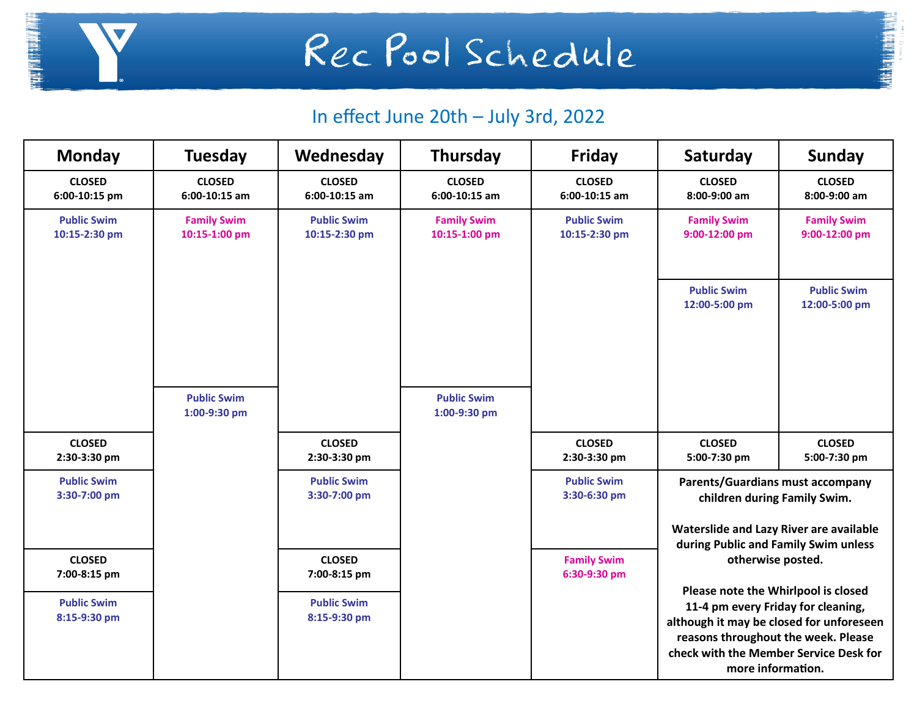# Rec Pool Schedule

In effect June 20th – July 3rd, 2022

| Monday | Tuesday | Wednesday | Thursday | Friday | Saturday | Sunday |
|---|---|---|---|---|---|---|
| CLOSED 6:00-10:15 pm | CLOSED 6:00-10:15 am | CLOSED 6:00-10:15 am | CLOSED 6:00-10:15 am | CLOSED 6:00-10:15 am | CLOSED 8:00-9:00 am | CLOSED 8:00-9:00 am |
| Public Swim 10:15-2:30 pm | Family Swim 10:15-1:00 pm | Public Swim 10:15-2:30 pm | Family Swim 10:15-1:00 pm | Public Swim 10:15-2:30 pm | Family Swim 9:00-12:00 pm | Family Swim 9:00-12:00 pm |
| | Public Swim 1:00-9:30 pm | | Public Swim 1:00-9:30 pm | | Public Swim 12:00-5:00 pm | Public Swim 12:00-5:00 pm |
| CLOSED 2:30-3:30 pm | | CLOSED 2:30-3:30 pm | | CLOSED 2:30-3:30 pm | CLOSED 5:00-7:30 pm | CLOSED 5:00-7:30 pm |
| Public Swim 3:30-7:00 pm | | Public Swim 3:30-7:00 pm | | Public Swim 3:30-6:30 pm | | |
| CLOSED 7:00-8:15 pm | | CLOSED 7:00-8:15 pm | | Family Swim 6:30-9:30 pm | | |
| Public Swim 8:15-9:30 pm | | Public Swim 8:15-9:30 pm | | | | |

**Parents/Guardians must accompany children during Family Swim.**

**Waterslide and Lazy River are available during Public and Family Swim unless otherwise posted.**

**Please note the Whirlpool is closed 11-4 pm every Friday for cleaning, although it may be closed for unforeseen reasons throughout the week. Please check with the Member Service Desk for more information.**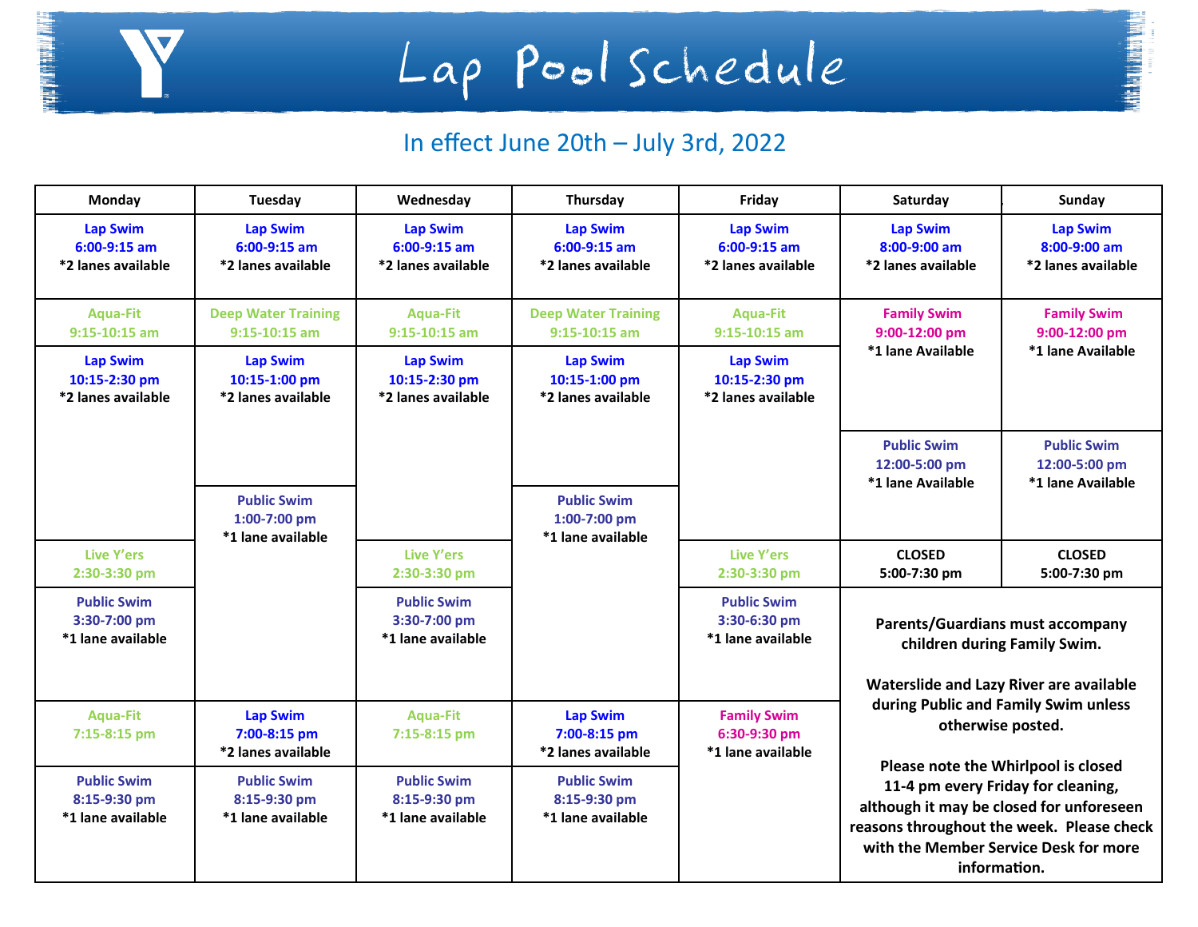# Lap Pool Schedule

In effect June 20th – July 3rd, 2022

| Monday | Tuesday | Wednesday | Thursday | Friday | Saturday | Sunday |
|---|---|---|---|---|---|---|
| Lap Swim 6:00-9:15 am *2 lanes available | Lap Swim 6:00-9:15 am *2 lanes available | Lap Swim 6:00-9:15 am *2 lanes available | Lap Swim 6:00-9:15 am *2 lanes available | Lap Swim 6:00-9:15 am *2 lanes available | Lap Swim 8:00-9:00 am *2 lanes available | Lap Swim 8:00-9:00 am *2 lanes available |
| Aqua-Fit 9:15-10:15 am | Deep Water Training 9:15-10:15 am | Aqua-Fit 9:15-10:15 am | Deep Water Training 9:15-10:15 am | Aqua-Fit 9:15-10:15 am | Family Swim 9:00-12:00 pm *1 lane Available | Family Swim 9:00-12:00 pm *1 lane Available |
| Lap Swim 10:15-2:30 pm *2 lanes available | Lap Swim 10:15-1:00 pm *2 lanes available | Lap Swim 10:15-2:30 pm *2 lanes available | Lap Swim 10:15-1:00 pm *2 lanes available | Lap Swim 10:15-2:30 pm *2 lanes available | Public Swim 12:00-5:00 pm *1 lane Available | Public Swim 12:00-5:00 pm *1 lane Available |
| Live Y'ers 2:30-3:30 pm | Public Swim 1:00-7:00 pm *1 lane available | Live Y'ers 2:30-3:30 pm | Public Swim 1:00-7:00 pm *1 lane available | Live Y'ers 2:30-3:30 pm | CLOSED 5:00-7:30 pm | CLOSED 5:00-7:30 pm |
| Public Swim 3:30-7:00 pm *1 lane available | | Public Swim 3:30-7:00 pm *1 lane available | | Public Swim 3:30-6:30 pm *1 lane available | | |
| Aqua-Fit 7:15-8:15 pm | Lap Swim 7:00-8:15 pm *2 lanes available | Aqua-Fit 7:15-8:15 pm | Lap Swim 7:00-8:15 pm *2 lanes available | Family Swim 6:30-9:30 pm *1 lane available | | |
| Public Swim 8:15-9:30 pm *1 lane available | Public Swim 8:15-9:30 pm *1 lane available | Public Swim 8:15-9:30 pm *1 lane available | Public Swim 8:15-9:30 pm *1 lane available | | | |

**Parents/Guardians must accompany children during Family Swim.**

**Waterslide and Lazy River are available during Public and Family Swim unless otherwise posted.**

**Please note the Whirlpool is closed 11-4 pm every Friday for cleaning, although it may be closed for unforeseen reasons throughout the week. Please check with the Member Service Desk for more information.**